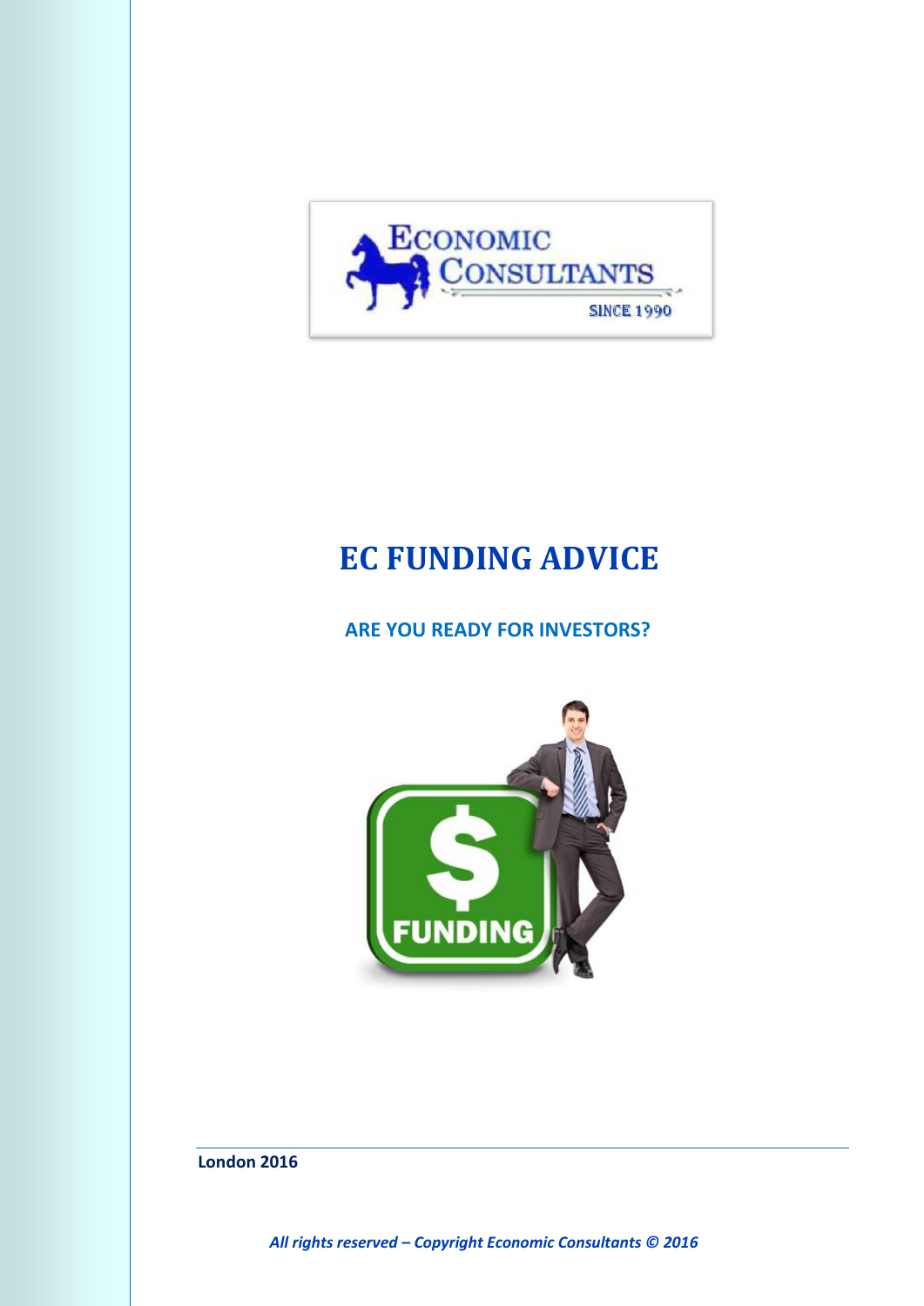# EC FUNDING ADVICE

## ARE YOU READY FOR INVESTORS?

**London 2016**

***All rights reserved – Copyright Economic Consultants © 2016***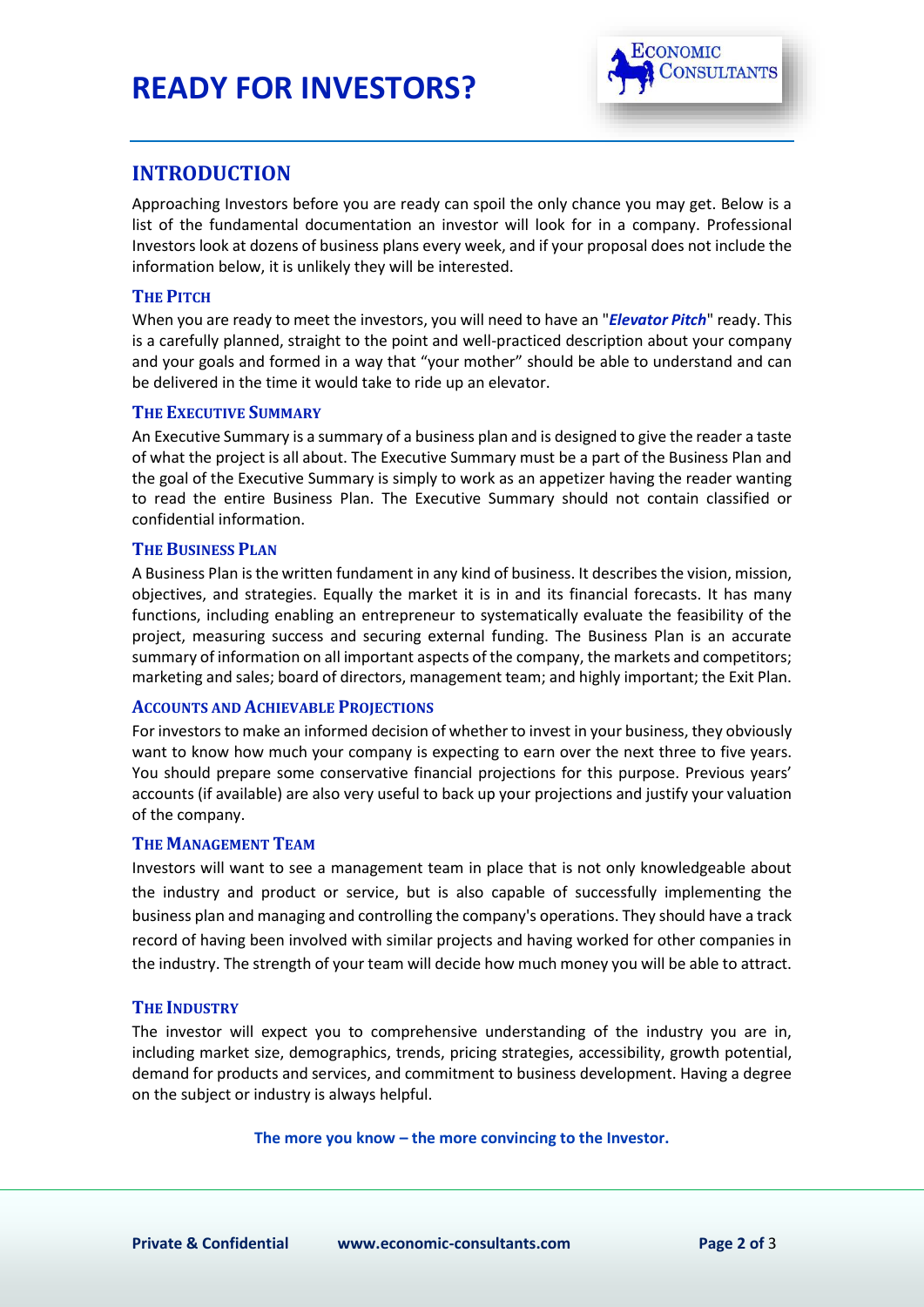# READY FOR INVESTORS?

## INTRODUCTION

Approaching Investors before you are ready can spoil the only chance you may get. Below is a list of the fundamental documentation an investor will look for in a company. Professional Investors look at dozens of business plans every week, and if your proposal does not include the information below, it is unlikely they will be interested.

### THE PITCH

When you are ready to meet the investors, you will need to have an "***Elevator Pitch***" ready. This is a carefully planned, straight to the point and well-practiced description about your company and your goals and formed in a way that "your mother" should be able to understand and can be delivered in the time it would take to ride up an elevator.

### THE EXECUTIVE SUMMARY

An Executive Summary is a summary of a business plan and is designed to give the reader a taste of what the project is all about. The Executive Summary must be a part of the Business Plan and the goal of the Executive Summary is simply to work as an appetizer having the reader wanting to read the entire Business Plan. The Executive Summary should not contain classified or confidential information.

### THE BUSINESS PLAN

A Business Plan is the written fundament in any kind of business. It describes the vision, mission, objectives, and strategies. Equally the market it is in and its financial forecasts. It has many functions, including enabling an entrepreneur to systematically evaluate the feasibility of the project, measuring success and securing external funding. The Business Plan is an accurate summary of information on all important aspects of the company, the markets and competitors; marketing and sales; board of directors, management team; and highly important; the Exit Plan.

### ACCOUNTS AND ACHIEVABLE PROJECTIONS

For investors to make an informed decision of whether to invest in your business, they obviously want to know how much your company is expecting to earn over the next three to five years. You should prepare some conservative financial projections for this purpose. Previous years' accounts (if available) are also very useful to back up your projections and justify your valuation of the company.

### THE MANAGEMENT TEAM

Investors will want to see a management team in place that is not only knowledgeable about the industry and product or service, but is also capable of successfully implementing the business plan and managing and controlling the company's operations. They should have a track record of having been involved with similar projects and having worked for other companies in the industry. The strength of your team will decide how much money you will be able to attract.

### THE INDUSTRY

The investor will expect you to comprehensive understanding of the industry you are in, including market size, demographics, trends, pricing strategies, accessibility, growth potential, demand for products and services, and commitment to business development. Having a degree on the subject or industry is always helpful.

**The more you know – the more convincing to the Investor.**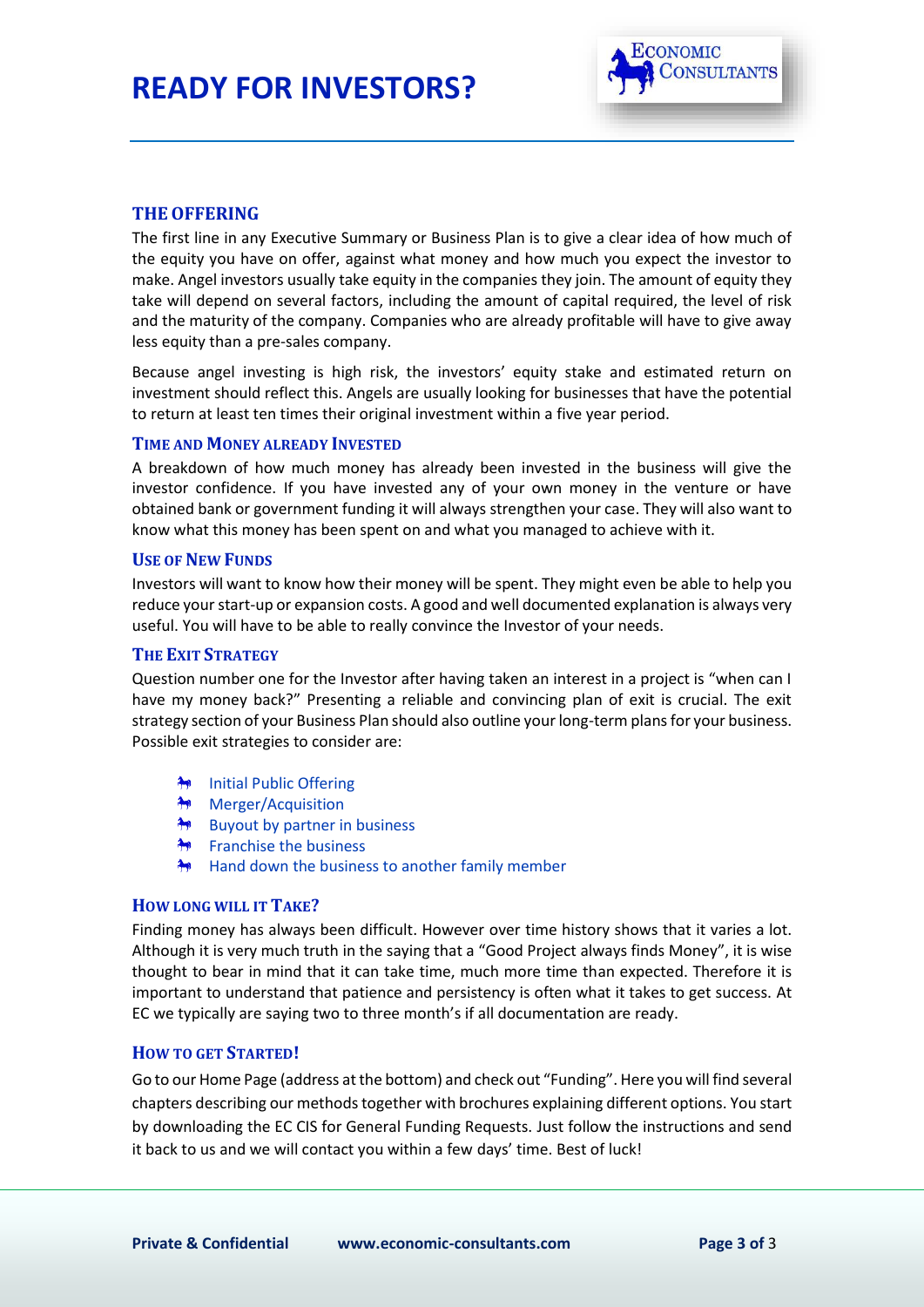# READY FOR INVESTORS?

## THE OFFERING

The first line in any Executive Summary or Business Plan is to give a clear idea of how much of the equity you have on offer, against what money and how much you expect the investor to make. Angel investors usually take equity in the companies they join. The amount of equity they take will depend on several factors, including the amount of capital required, the level of risk and the maturity of the company. Companies who are already profitable will have to give away less equity than a pre-sales company.

Because angel investing is high risk, the investors' equity stake and estimated return on investment should reflect this. Angels are usually looking for businesses that have the potential to return at least ten times their original investment within a five year period.

### TIME AND MONEY ALREADY INVESTED

A breakdown of how much money has already been invested in the business will give the investor confidence. If you have invested any of your own money in the venture or have obtained bank or government funding it will always strengthen your case. They will also want to know what this money has been spent on and what you managed to achieve with it.

### USE OF NEW FUNDS

Investors will want to know how their money will be spent. They might even be able to help you reduce your start-up or expansion costs. A good and well documented explanation is always very useful. You will have to be able to really convince the Investor of your needs.

### THE EXIT STRATEGY

Question number one for the Investor after having taken an interest in a project is "when can I have my money back?" Presenting a reliable and convincing plan of exit is crucial. The exit strategy section of your Business Plan should also outline your long-term plans for your business. Possible exit strategies to consider are:

- Initial Public Offering
- Merger/Acquisition
- Buyout by partner in business
- Franchise the business
- Hand down the business to another family member

### HOW LONG WILL IT TAKE?

Finding money has always been difficult. However over time history shows that it varies a lot. Although it is very much truth in the saying that a "Good Project always finds Money", it is wise thought to bear in mind that it can take time, much more time than expected. Therefore it is important to understand that patience and persistency is often what it takes to get success. At EC we typically are saying two to three month's if all documentation are ready.

### HOW TO GET STARTED!

Go to our Home Page (address at the bottom) and check out "Funding". Here you will find several chapters describing our methods together with brochures explaining different options. You start by downloading the EC CIS for General Funding Requests. Just follow the instructions and send it back to us and we will contact you within a few days' time. Best of luck!